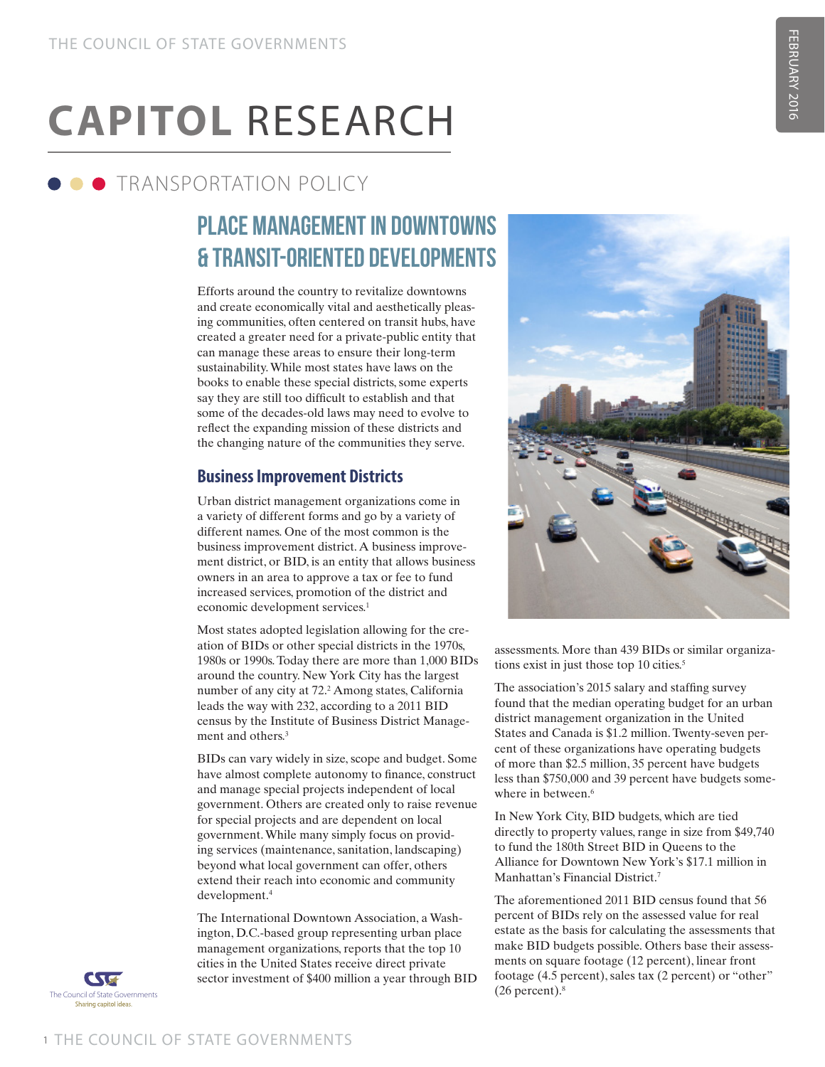# CAPITOL RESEARCH

## TRANSPORTATION POLICY

# PLACE MANAGEMENT IN DOWNTOWNS & TRANSIT-ORIENTED DEVELOPMENTS

Efforts around the country to revitalize downtowns and create economically vital and aesthetically pleasing communities, often centered on transit hubs, have created a greater need for a private-public entity that can manage these areas to ensure their long-term sustainability. While most states have laws on the books to enable these special districts, some experts say they are still too difficult to establish and that some of the decades-old laws may need to evolve to reflect the expanding mission of these districts and the changing nature of the communities they serve.

## Business Improvement Districts

Urban district management organizations come in a variety of different forms and go by a variety of different names. One of the most common is the business improvement district. A business improvement district, or BID, is an entity that allows business owners in an area to approve a tax or fee to fund increased services, promotion of the district and economic development services.[1]

Most states adopted legislation allowing for the creation of BIDs or other special districts in the 1970s, 1980s or 1990s. Today there are more than 1,000 BIDs around the country. New York City has the largest number of any city at 72.[2] Among states, California leads the way with 232, according to a 2011 BID census by the Institute of Business District Management and others.[3]

BIDs can vary widely in size, scope and budget. Some have almost complete autonomy to finance, construct and manage special projects independent of local government. Others are created only to raise revenue for special projects and are dependent on local government. While many simply focus on providing services (maintenance, sanitation, landscaping) beyond what local government can offer, others extend their reach into economic and community development.[4]

The International Downtown Association, a Washington, D.C.-based group representing urban place management organizations, reports that the top 10 cities in the United States receive direct private sector investment of $400 million a year through BID assessments. More than 439 BIDs or similar organizations exist in just those top 10 cities.[5]

The association's 2015 salary and staffing survey found that the median operating budget for an urban district management organization in the United States and Canada is $1.2 million. Twenty-seven percent of these organizations have operating budgets of more than $2.5 million, 35 percent have budgets less than $750,000 and 39 percent have budgets somewhere in between.[6]

In New York City, BID budgets, which are tied directly to property values, range in size from $49,740 to fund the 180th Street BID in Queens to the Alliance for Downtown New York's $17.1 million in Manhattan's Financial District.[7]

The aforementioned 2011 BID census found that 56 percent of BIDs rely on the assessed value for real estate as the basis for calculating the assessments that make BID budgets possible. Others base their assessments on square footage (12 percent), linear front footage (4.5 percent), sales tax (2 percent) or "other" (26 percent).[8]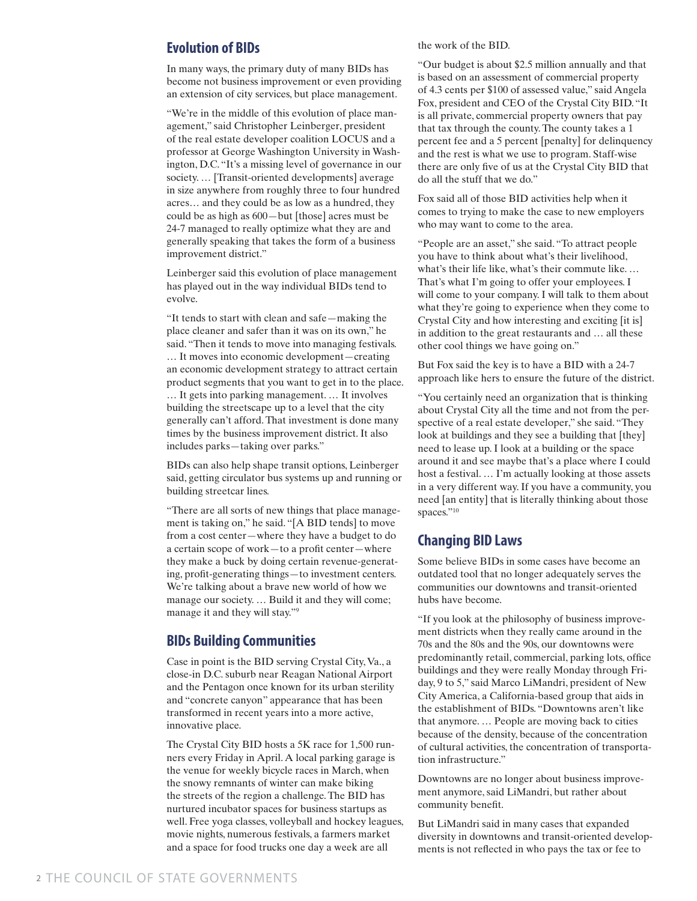## Evolution of BIDs

In many ways, the primary duty of many BIDs has become not business improvement or even providing an extension of city services, but place management.

"We're in the middle of this evolution of place management," said Christopher Leinberger, president of the real estate developer coalition LOCUS and a professor at George Washington University in Washington, D.C. "It's a missing level of governance in our society. … [Transit-oriented developments] average in size anywhere from roughly three to four hundred acres… and they could be as low as a hundred, they could be as high as 600—but [those] acres must be 24-7 managed to really optimize what they are and generally speaking that takes the form of a business improvement district."

Leinberger said this evolution of place management has played out in the way individual BIDs tend to evolve.

"It tends to start with clean and safe—making the place cleaner and safer than it was on its own," he said. "Then it tends to move into managing festivals. … It moves into economic development—creating an economic development strategy to attract certain product segments that you want to get in to the place. … It gets into parking management. … It involves building the streetscape up to a level that the city generally can't afford. That investment is done many times by the business improvement district. It also includes parks—taking over parks."

BIDs can also help shape transit options, Leinberger said, getting circulator bus systems up and running or building streetcar lines.

"There are all sorts of new things that place management is taking on," he said. "[A BID tends] to move from a cost center—where they have a budget to do a certain scope of work—to a profit center—where they make a buck by doing certain revenue-generating, profit-generating things—to investment centers. We're talking about a brave new world of how we manage our society. … Build it and they will come; manage it and they will stay."[9]

## BIDs Building Communities

Case in point is the BID serving Crystal City, Va., a close-in D.C. suburb near Reagan National Airport and the Pentagon once known for its urban sterility and "concrete canyon" appearance that has been transformed in recent years into a more active, innovative place.

The Crystal City BID hosts a 5K race for 1,500 runners every Friday in April. A local parking garage is the venue for weekly bicycle races in March, when the snowy remnants of winter can make biking the streets of the region a challenge. The BID has nurtured incubator spaces for business startups as well. Free yoga classes, volleyball and hockey leagues, movie nights, numerous festivals, a farmers market and a space for food trucks one day a week are all the work of the BID.

"Our budget is about \$2.5 million annually and that is based on an assessment of commercial property of 4.3 cents per \$100 of assessed value," said Angela Fox, president and CEO of the Crystal City BID. "It is all private, commercial property owners that pay that tax through the county. The county takes a 1 percent fee and a 5 percent [penalty] for delinquency and the rest is what we use to program. Staff-wise there are only five of us at the Crystal City BID that do all the stuff that we do."

Fox said all of those BID activities help when it comes to trying to make the case to new employers who may want to come to the area.

"People are an asset," she said. "To attract people you have to think about what's their livelihood, what's their life like, what's their commute like. … That's what I'm going to offer your employees. I will come to your company. I will talk to them about what they're going to experience when they come to Crystal City and how interesting and exciting [it is] in addition to the great restaurants and … all these other cool things we have going on."

But Fox said the key is to have a BID with a 24-7 approach like hers to ensure the future of the district.

"You certainly need an organization that is thinking about Crystal City all the time and not from the perspective of a real estate developer," she said. "They look at buildings and they see a building that [they] need to lease up. I look at a building or the space around it and see maybe that's a place where I could host a festival. … I'm actually looking at those assets in a very different way. If you have a community, you need [an entity] that is literally thinking about those spaces."[10]

## Changing BID Laws

Some believe BIDs in some cases have become an outdated tool that no longer adequately serves the communities our downtowns and transit-oriented hubs have become.

"If you look at the philosophy of business improvement districts when they really came around in the 70s and the 80s and the 90s, our downtowns were predominantly retail, commercial, parking lots, office buildings and they were really Monday through Friday, 9 to 5," said Marco LiMandri, president of New City America, a California-based group that aids in the establishment of BIDs. "Downtowns aren't like that anymore. … People are moving back to cities because of the density, because of the concentration of cultural activities, the concentration of transportation infrastructure."

Downtowns are no longer about business improvement anymore, said LiMandri, but rather about community benefit.

But LiMandri said in many cases that expanded diversity in downtowns and transit-oriented developments is not reflected in who pays the tax or fee to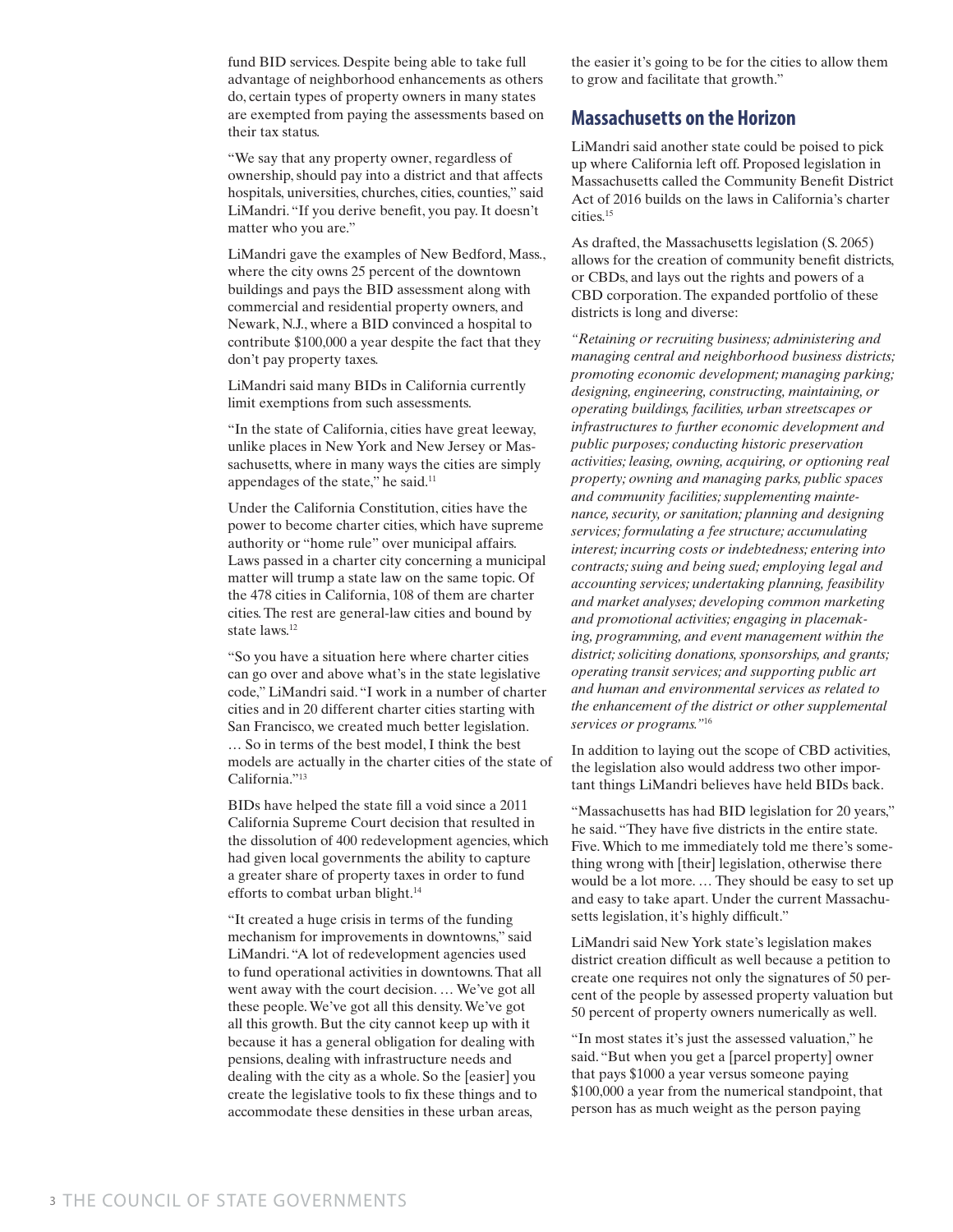fund BID services. Despite being able to take full advantage of neighborhood enhancements as others do, certain types of property owners in many states are exempted from paying the assessments based on their tax status.

"We say that any property owner, regardless of ownership, should pay into a district and that affects hospitals, universities, churches, cities, counties," said LiMandri. "If you derive benefit, you pay. It doesn't matter who you are."

LiMandri gave the examples of New Bedford, Mass., where the city owns 25 percent of the downtown buildings and pays the BID assessment along with commercial and residential property owners, and Newark, N.J., where a BID convinced a hospital to contribute $100,000 a year despite the fact that they don't pay property taxes.

LiMandri said many BIDs in California currently limit exemptions from such assessments.

"In the state of California, cities have great leeway, unlike places in New York and New Jersey or Massachusetts, where in many ways the cities are simply appendages of the state," he said.[11]

Under the California Constitution, cities have the power to become charter cities, which have supreme authority or "home rule" over municipal affairs. Laws passed in a charter city concerning a municipal matter will trump a state law on the same topic. Of the 478 cities in California, 108 of them are charter cities. The rest are general-law cities and bound by state laws.[12]

"So you have a situation here where charter cities can go over and above what's in the state legislative code," LiMandri said. "I work in a number of charter cities and in 20 different charter cities starting with San Francisco, we created much better legislation. … So in terms of the best model, I think the best models are actually in the charter cities of the state of California."[13]

BIDs have helped the state fill a void since a 2011 California Supreme Court decision that resulted in the dissolution of 400 redevelopment agencies, which had given local governments the ability to capture a greater share of property taxes in order to fund efforts to combat urban blight.[14]

"It created a huge crisis in terms of the funding mechanism for improvements in downtowns," said LiMandri. "A lot of redevelopment agencies used to fund operational activities in downtowns. That all went away with the court decision. … We've got all these people. We've got all this density. We've got all this growth. But the city cannot keep up with it because it has a general obligation for dealing with pensions, dealing with infrastructure needs and dealing with the city as a whole. So the [easier] you create the legislative tools to fix these things and to accommodate these densities in these urban areas, the easier it's going to be for the cities to allow them to grow and facilitate that growth."

## Massachusetts on the Horizon

LiMandri said another state could be poised to pick up where California left off. Proposed legislation in Massachusetts called the Community Benefit District Act of 2016 builds on the laws in California's charter cities.[15]

As drafted, the Massachusetts legislation (S. 2065) allows for the creation of community benefit districts, or CBDs, and lays out the rights and powers of a CBD corporation. The expanded portfolio of these districts is long and diverse:

*"Retaining or recruiting business; administering and managing central and neighborhood business districts; promoting economic development; managing parking; designing, engineering, constructing, maintaining, or operating buildings, facilities, urban streetscapes or infrastructures to further economic development and public purposes; conducting historic preservation activities; leasing, owning, acquiring, or optioning real property; owning and managing parks, public spaces and community facilities; supplementing maintenance, security, or sanitation; planning and designing services; formulating a fee structure; accumulating interest; incurring costs or indebtedness; entering into contracts; suing and being sued; employing legal and accounting services; undertaking planning, feasibility and market analyses; developing common marketing and promotional activities; engaging in placemaking, programming, and event management within the district; soliciting donations, sponsorships, and grants; operating transit services; and supporting public art and human and environmental services as related to the enhancement of the district or other supplemental services or programs."*[16]

In addition to laying out the scope of CBD activities, the legislation also would address two other important things LiMandri believes have held BIDs back.

"Massachusetts has had BID legislation for 20 years," he said. "They have five districts in the entire state. Five. Which to me immediately told me there's something wrong with [their] legislation, otherwise there would be a lot more. … They should be easy to set up and easy to take apart. Under the current Massachusetts legislation, it's highly difficult."

LiMandri said New York state's legislation makes district creation difficult as well because a petition to create one requires not only the signatures of 50 percent of the people by assessed property valuation but 50 percent of property owners numerically as well.

"In most states it's just the assessed valuation," he said. "But when you get a [parcel property] owner that pays $1000 a year versus someone paying $100,000 a year from the numerical standpoint, that person has as much weight as the person paying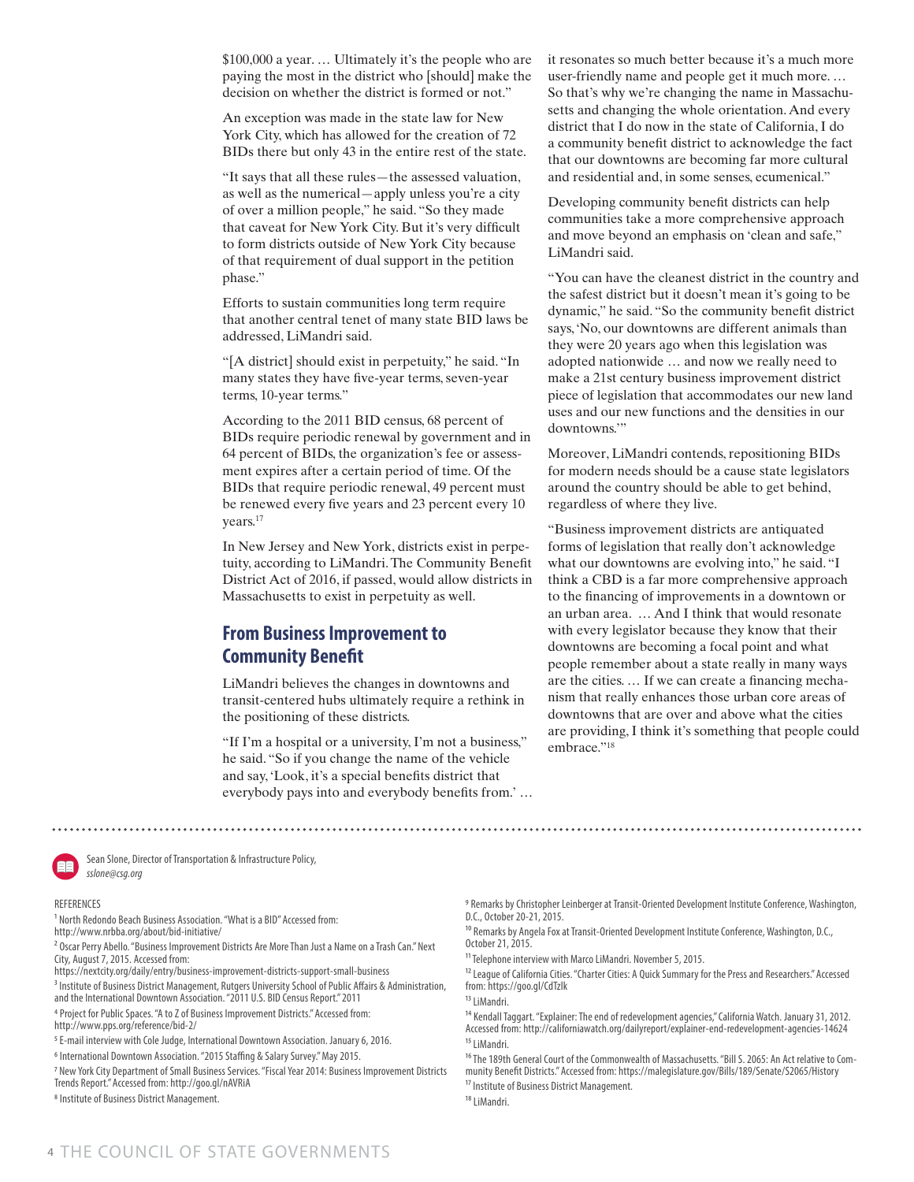$100,000 a year. … Ultimately it's the people who are paying the most in the district who [should] make the decision on whether the district is formed or not."

An exception was made in the state law for New York City, which has allowed for the creation of 72 BIDs there but only 43 in the entire rest of the state.

"It says that all these rules—the assessed valuation, as well as the numerical—apply unless you're a city of over a million people," he said. "So they made that caveat for New York City. But it's very difficult to form districts outside of New York City because of that requirement of dual support in the petition phase."

Efforts to sustain communities long term require that another central tenet of many state BID laws be addressed, LiMandri said.

"[A district] should exist in perpetuity," he said. "In many states they have five-year terms, seven-year terms, 10-year terms."

According to the 2011 BID census, 68 percent of BIDs require periodic renewal by government and in 64 percent of BIDs, the organization's fee or assessment expires after a certain period of time. Of the BIDs that require periodic renewal, 49 percent must be renewed every five years and 23 percent every 10 years.[17]

In New Jersey and New York, districts exist in perpetuity, according to LiMandri. The Community Benefit District Act of 2016, if passed, would allow districts in Massachusetts to exist in perpetuity as well.

## From Business Improvement to Community Benefit

LiMandri believes the changes in downtowns and transit-centered hubs ultimately require a rethink in the positioning of these districts.

"If I'm a hospital or a university, I'm not a business," he said. "So if you change the name of the vehicle and say, 'Look, it's a special benefits district that everybody pays into and everybody benefits from.' … it resonates so much better because it's a much more user-friendly name and people get it much more. … So that's why we're changing the name in Massachusetts and changing the whole orientation. And every district that I do now in the state of California, I do a community benefit district to acknowledge the fact that our downtowns are becoming far more cultural and residential and, in some senses, ecumenical."

Developing community benefit districts can help communities take a more comprehensive approach and move beyond an emphasis on 'clean and safe," LiMandri said.

"You can have the cleanest district in the country and the safest district but it doesn't mean it's going to be dynamic," he said. "So the community benefit district says, 'No, our downtowns are different animals than they were 20 years ago when this legislation was adopted nationwide … and now we really need to make a 21st century business improvement district piece of legislation that accommodates our new land uses and our new functions and the densities in our downtowns.'"

Moreover, LiMandri contends, repositioning BIDs for modern needs should be a cause state legislators around the country should be able to get behind, regardless of where they live.

"Business improvement districts are antiquated forms of legislation that really don't acknowledge what our downtowns are evolving into," he said. "I think a CBD is a far more comprehensive approach to the financing of improvements in a downtown or an urban area. … And I think that would resonate with every legislator because they know that their downtowns are becoming a focal point and what people remember about a state really in many ways are the cities. … If we can create a financing mechanism that really enhances those urban core areas of downtowns that are over and above what the cities are providing, I think it's something that people could embrace."[18]

Sean Slone, Director of Transportation & Infrastructure Policy, *sslone@csg.org*

REFERENCES

[1] North Redondo Beach Business Association. "What is a BID" Accessed from: http://www.nrbba.org/about/bid-initiative/

[2] Oscar Perry Abello. "Business Improvement Districts Are More Than Just a Name on a Trash Can." Next City, August 7, 2015. Accessed from: https://nextcity.org/daily/entry/business-improvement-districts-support-small-business

[3] Institute of Business District Management, Rutgers University School of Public Affairs & Administration, and the International Downtown Association. "2011 U.S. BID Census Report." 2011

[4] Project for Public Spaces. "A to Z of Business Improvement Districts." Accessed from: http://www.pps.org/reference/bid-2/

[5] E-mail interview with Cole Judge, International Downtown Association. January 6, 2016.

[6] International Downtown Association. "2015 Staffing & Salary Survey." May 2015.

[7] New York City Department of Small Business Services. "Fiscal Year 2014: Business Improvement Districts Trends Report." Accessed from: http://goo.gl/nAVRiA

[8] Institute of Business District Management.

[9] Remarks by Christopher Leinberger at Transit-Oriented Development Institute Conference, Washington, D.C., October 20-21, 2015.

[10] Remarks by Angela Fox at Transit-Oriented Development Institute Conference, Washington, D.C., October 21, 2015.

[11] Telephone interview with Marco LiMandri. November 5, 2015.

[12] League of California Cities. "Charter Cities: A Quick Summary for the Press and Researchers." Accessed from: https://goo.gl/CdTzlk

[13] LiMandri.

[14] Kendall Taggart. "Explainer: The end of redevelopment agencies," California Watch. January 31, 2012. Accessed from: http://californiawatch.org/dailyreport/explainer-end-redevelopment-agencies-14624

[15] LiMandri.

[16] The 189th General Court of the Commonwealth of Massachusetts. "Bill S. 2065: An Act relative to Community Benefit Districts." Accessed from: https://malegislature.gov/Bills/189/Senate/S2065/History

[17] Institute of Business District Management.

[18] LiMandri.